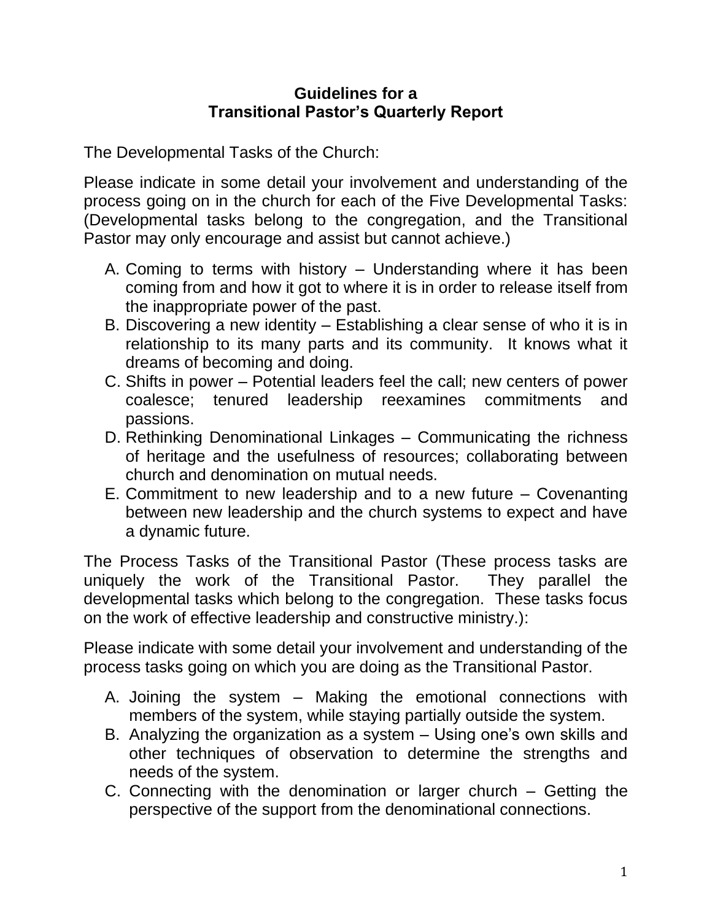# Guidelines for a Transitional Pastor's Quarterly Report

The Developmental Tasks of the Church:

Please indicate in some detail your involvement and understanding of the process going on in the church for each of the Five Developmental Tasks: (Developmental tasks belong to the congregation, and the Transitional Pastor may only encourage and assist but cannot achieve.)

A. Coming to terms with history – Understanding where it has been coming from and how it got to where it is in order to release itself from the inappropriate power of the past.
B. Discovering a new identity – Establishing a clear sense of who it is in relationship to its many parts and its community. It knows what it dreams of becoming and doing.
C. Shifts in power – Potential leaders feel the call; new centers of power coalesce; tenured leadership reexamines commitments and passions.
D. Rethinking Denominational Linkages – Communicating the richness of heritage and the usefulness of resources; collaborating between church and denomination on mutual needs.
E. Commitment to new leadership and to a new future – Covenanting between new leadership and the church systems to expect and have a dynamic future.

The Process Tasks of the Transitional Pastor (These process tasks are uniquely the work of the Transitional Pastor. They parallel the developmental tasks which belong to the congregation. These tasks focus on the work of effective leadership and constructive ministry.):

Please indicate with some detail your involvement and understanding of the process tasks going on which you are doing as the Transitional Pastor.

A. Joining the system – Making the emotional connections with members of the system, while staying partially outside the system.
B. Analyzing the organization as a system – Using one's own skills and other techniques of observation to determine the strengths and needs of the system.
C. Connecting with the denomination or larger church – Getting the perspective of the support from the denominational connections.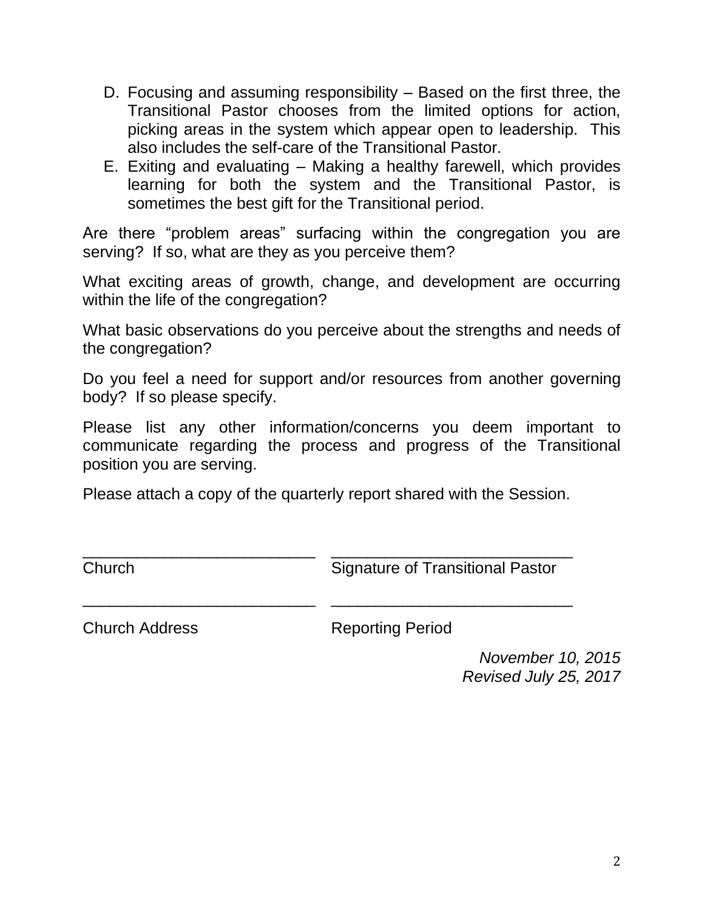D. Focusing and assuming responsibility – Based on the first three, the Transitional Pastor chooses from the limited options for action, picking areas in the system which appear open to leadership. This also includes the self-care of the Transitional Pastor.
E. Exiting and evaluating – Making a healthy farewell, which provides learning for both the system and the Transitional Pastor, is sometimes the best gift for the Transitional period.

Are there "problem areas" surfacing within the congregation you are serving? If so, what are they as you perceive them?

What exciting areas of growth, change, and development are occurring within the life of the congregation?

What basic observations do you perceive about the strengths and needs of the congregation?

Do you feel a need for support and/or resources from another governing body? If so please specify.

Please list any other information/concerns you deem important to communicate regarding the process and progress of the Transitional position you are serving.

Please attach a copy of the quarterly report shared with the Session.

| | |
|---|---|
| ___________________________ | ___________________________ |
| Church | Signature of Transitional Pastor |
| ___________________________ | ___________________________ |
| Church Address | Reporting Period |

*November 10, 2015*
*Revised July 25, 2017*